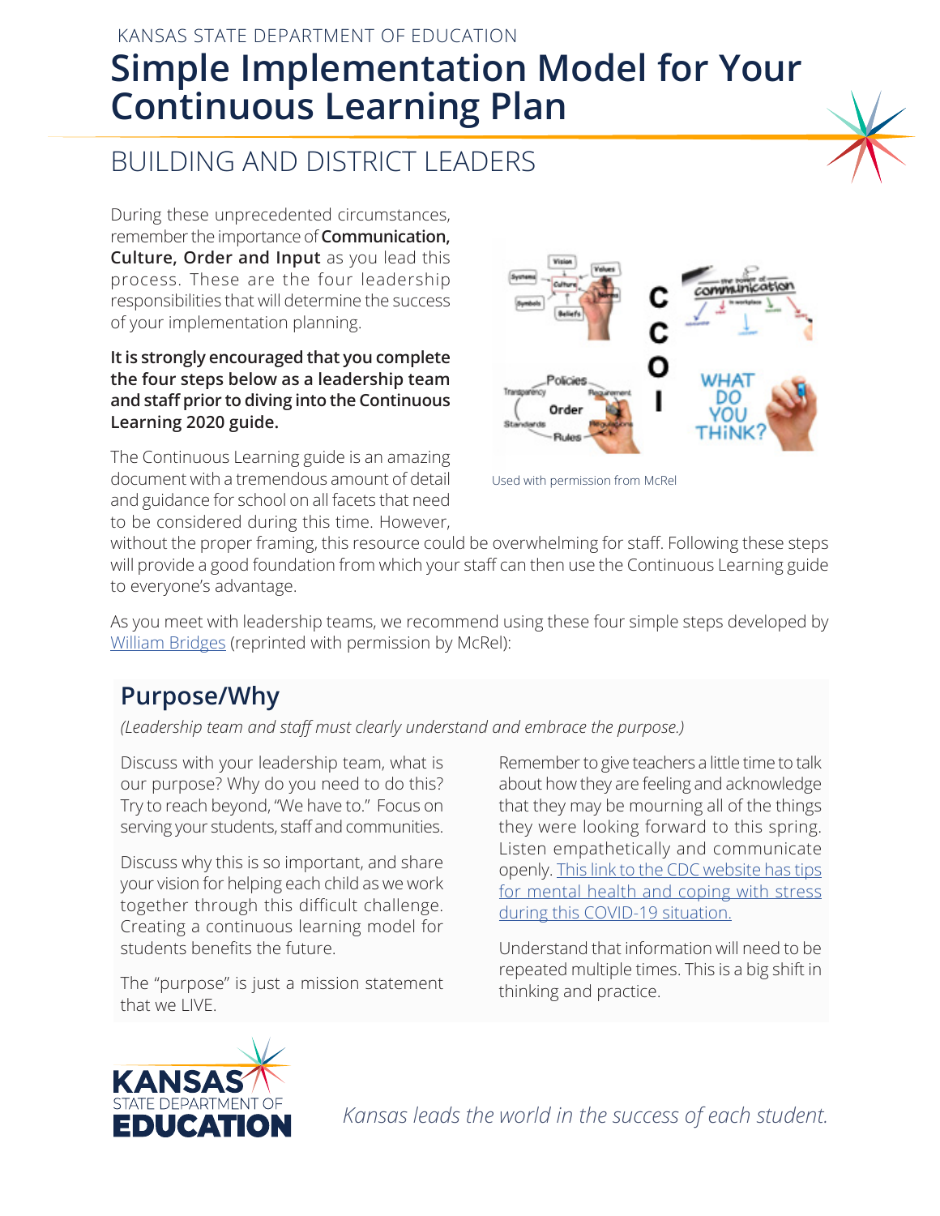KANSAS STATE DEPARTMENT OF EDUCATION

# Simple Implementation Model for Your Continuous Learning Plan

## BUILDING AND DISTRICT LEADERS

During these unprecedented circumstances, remember the importance of **Communication, Culture, Order and Input** as you lead this process. These are the four leadership responsibilities that will determine the success of your implementation planning.

**It is strongly encouraged that you complete the four steps below as a leadership team and staff prior to diving into the Continuous Learning 2020 guide.**

The Continuous Learning guide is an amazing document with a tremendous amount of detail and guidance for school on all facets that need to be considered during this time. However, without the proper framing, this resource could be overwhelming for staff. Following these steps will provide a good foundation from which your staff can then use the Continuous Learning guide to everyone's advantage.

Used with permission from McRel

As you meet with leadership teams, we recommend using these four simple steps developed by William Bridges (reprinted with permission by McRel):

## Purpose/Why

*(Leadership team and staff must clearly understand and embrace the purpose.)*

Discuss with your leadership team, what is our purpose? Why do you need to do this? Try to reach beyond, "We have to." Focus on serving your students, staff and communities.

Discuss why this is so important, and share your vision for helping each child as we work together through this difficult challenge. Creating a continuous learning model for students benefits the future.

The "purpose" is just a mission statement that we LIVE.

Remember to give teachers a little time to talk about how they are feeling and acknowledge that they may be mourning all of the things they were looking forward to this spring. Listen empathetically and communicate openly. This link to the CDC website has tips for mental health and coping with stress during this COVID-19 situation.

Understand that information will need to be repeated multiple times. This is a big shift in thinking and practice.

*Kansas leads the world in the success of each student.*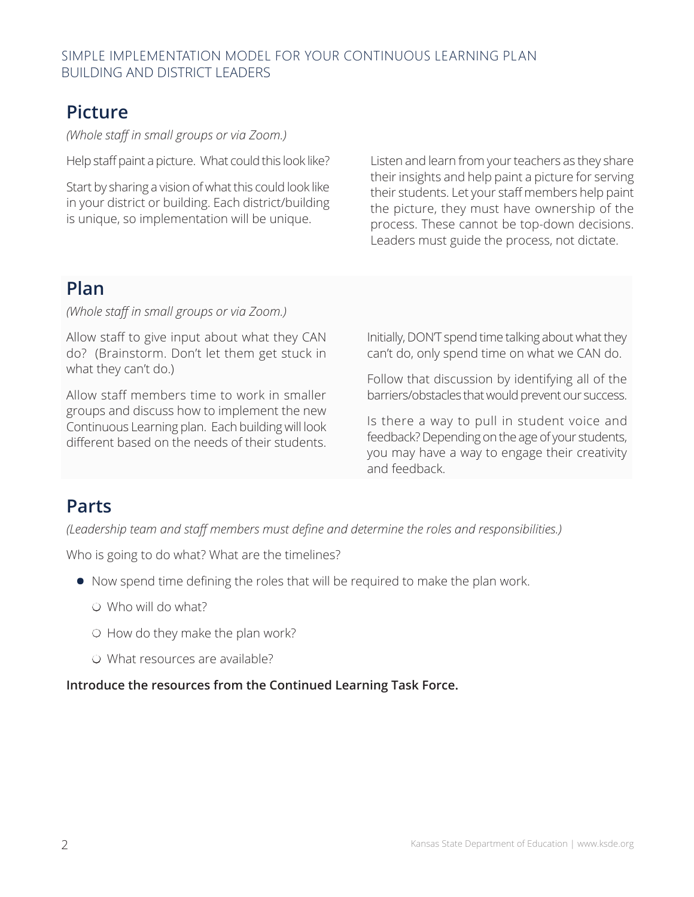SIMPLE IMPLEMENTATION MODEL FOR YOUR CONTINUOUS LEARNING PLAN
BUILDING AND DISTRICT LEADERS

## Picture

*(Whole staff in small groups or via Zoom.)*

Help staff paint a picture. What could this look like?

Start by sharing a vision of what this could look like in your district or building. Each district/building is unique, so implementation will be unique.

Listen and learn from your teachers as they share their insights and help paint a picture for serving their students. Let your staff members help paint the picture, they must have ownership of the process. These cannot be top-down decisions. Leaders must guide the process, not dictate.

## Plan

*(Whole staff in small groups or via Zoom.)*

Allow staff to give input about what they CAN do? (Brainstorm. Don't let them get stuck in what they can't do.)

Allow staff members time to work in smaller groups and discuss how to implement the new Continuous Learning plan. Each building will look different based on the needs of their students.

Initially, DON'T spend time talking about what they can't do, only spend time on what we CAN do.

Follow that discussion by identifying all of the barriers/obstacles that would prevent our success.

Is there a way to pull in student voice and feedback? Depending on the age of your students, you may have a way to engage their creativity and feedback.

## Parts

*(Leadership team and staff members must define and determine the roles and responsibilities.)*

Who is going to do what? What are the timelines?

- Now spend time defining the roles that will be required to make the plan work.
  - Who will do what?
  - How do they make the plan work?
  - What resources are available?

**Introduce the resources from the Continued Learning Task Force.**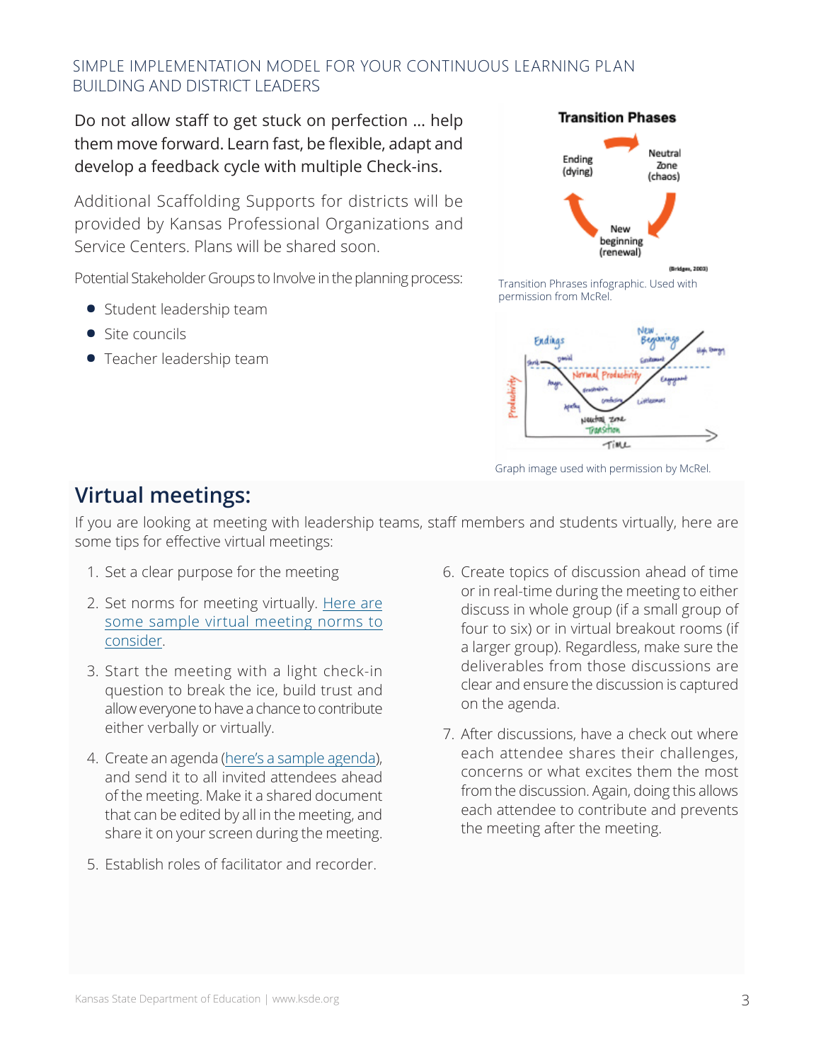SIMPLE IMPLEMENTATION MODEL FOR YOUR CONTINUOUS LEARNING PLAN BUILDING AND DISTRICT LEADERS

Do not allow staff to get stuck on perfection ... help them move forward. Learn fast, be flexible, adapt and develop a feedback cycle with multiple Check-ins.

Additional Scaffolding Supports for districts will be provided by Kansas Professional Organizations and Service Centers. Plans will be shared soon.

Potential Stakeholder Groups to Involve in the planning process:

- Student leadership team
- Site councils
- Teacher leadership team

Transition Phrases infographic. Used with permission from McRel.

Graph image used with permission by McRel.

## Virtual meetings:

If you are looking at meeting with leadership teams, staff members and students virtually, here are some tips for effective virtual meetings:

1. Set a clear purpose for the meeting
2. Set norms for meeting virtually. [Here are some sample virtual meeting norms to consider](#).
3. Start the meeting with a light check-in question to break the ice, build trust and allow everyone to have a chance to contribute either verbally or virtually.
4. Create an agenda ([here's a sample agenda](#)), and send it to all invited attendees ahead of the meeting. Make it a shared document that can be edited by all in the meeting, and share it on your screen during the meeting.
5. Establish roles of facilitator and recorder.
6. Create topics of discussion ahead of time or in real-time during the meeting to either discuss in whole group (if a small group of four to six) or in virtual breakout rooms (if a larger group). Regardless, make sure the deliverables from those discussions are clear and ensure the discussion is captured on the agenda.
7. After discussions, have a check out where each attendee shares their challenges, concerns or what excites them the most from the discussion. Again, doing this allows each attendee to contribute and prevents the meeting after the meeting.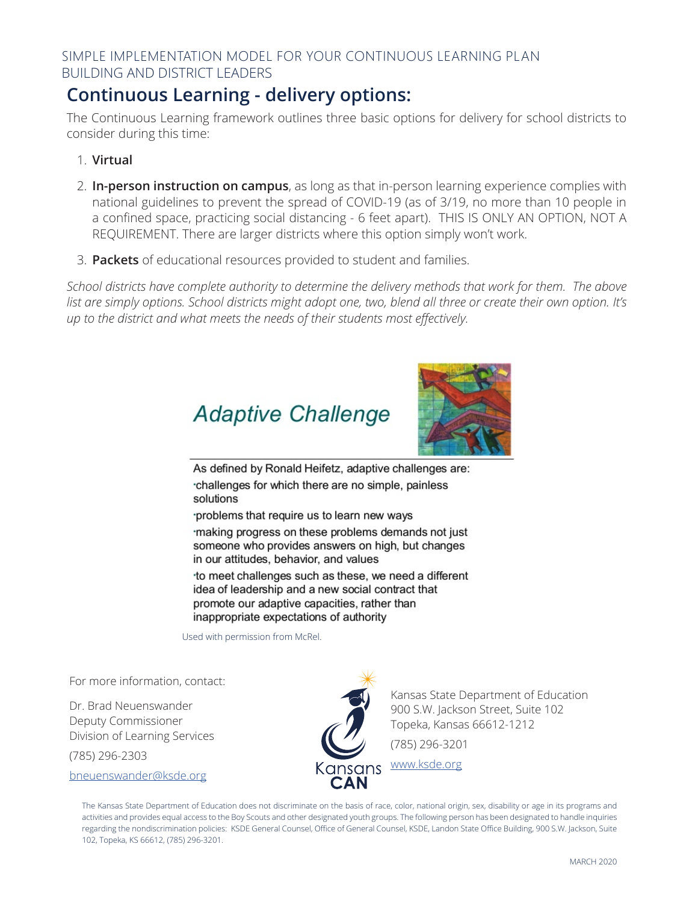SIMPLE IMPLEMENTATION MODEL FOR YOUR CONTINUOUS LEARNING PLAN
BUILDING AND DISTRICT LEADERS

## Continuous Learning - delivery options:

The Continuous Learning framework outlines three basic options for delivery for school districts to consider during this time:

1. **Virtual**
2. **In-person instruction on campus**, as long as that in-person learning experience complies with national guidelines to prevent the spread of COVID-19 (as of 3/19, no more than 10 people in a confined space, practicing social distancing - 6 feet apart). THIS IS ONLY AN OPTION, NOT A REQUIREMENT. There are larger districts where this option simply won't work.
3. **Packets** of educational resources provided to student and families.

*School districts have complete authority to determine the delivery methods that work for them. The above list are simply options. School districts might adopt one, two, blend all three or create their own option. It's up to the district and what meets the needs of their students most effectively.*

### Adaptive Challenge

As defined by Ronald Heifetz, adaptive challenges are:

- challenges for which there are no simple, painless solutions
- problems that require us to learn new ways
- making progress on these problems demands not just someone who provides answers on high, but changes in our attitudes, behavior, and values
- to meet challenges such as these, we need a different idea of leadership and a new social contract that promote our adaptive capacities, rather than inappropriate expectations of authority

Used with permission from McRel.

For more information, contact:

Dr. Brad Neuenswander
Deputy Commissioner
Division of Learning Services
(785) 296-2303
bneuenswander@ksde.org

Kansas State Department of Education
900 S.W. Jackson Street, Suite 102
Topeka, Kansas 66612-1212
(785) 296-3201
www.ksde.org

Kansans CAN

The Kansas State Department of Education does not discriminate on the basis of race, color, national origin, sex, disability or age in its programs and activities and provides equal access to the Boy Scouts and other designated youth groups. The following person has been designated to handle inquiries regarding the nondiscrimination policies: KSDE General Counsel, Office of General Counsel, KSDE, Landon State Office Building, 900 S.W. Jackson, Suite 102, Topeka, KS 66612, (785) 296-3201.

MARCH 2020